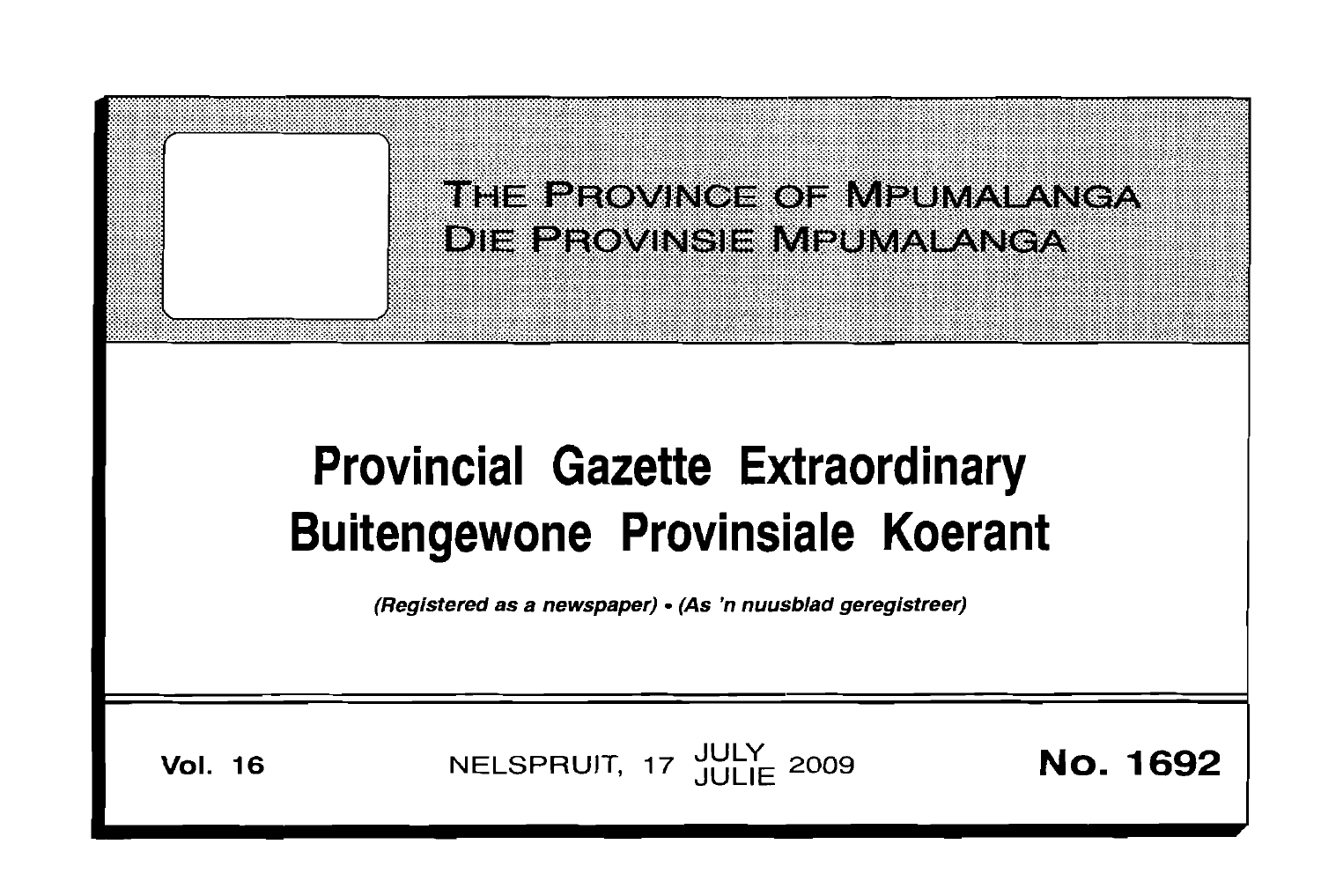THE PROVINCE OF MPUMALANGA

DIE PROVINSIE MPUMALANGA

# Provincial Gazette Extraordinary
# Buitengewone Provinsiale Koerant

*(Registered as a newspaper) • (As 'n nuusblad geregistreer)*

**Vol. 16** NELSPRUIT, 17 JULY JULIE 2009 **No. 1692**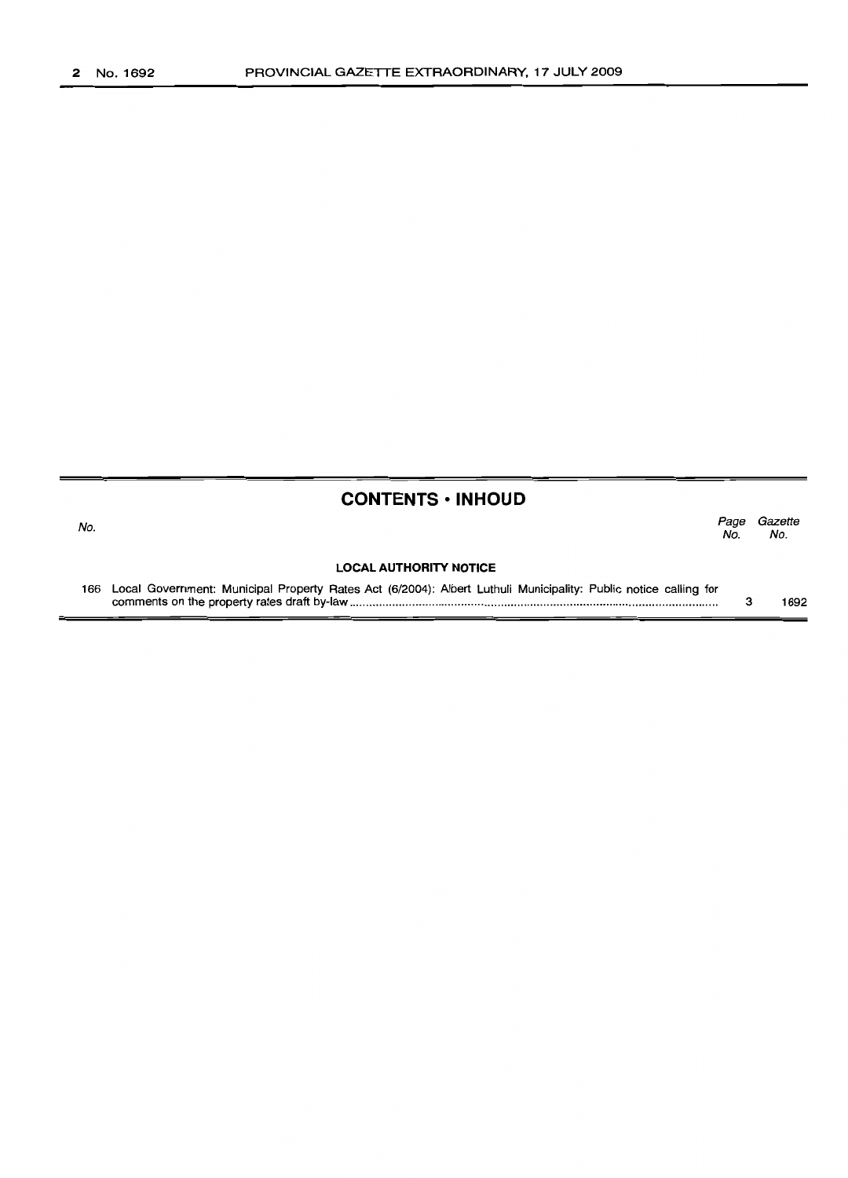## CONTENTS • INHOUD

| No. | | Page No. | Gazette No. |
|---|---|---|---|
| | **LOCAL AUTHORITY NOTICE** | | |
| 166 | Local Government: Municipal Property Rates Act (6/2004): Albert Luthuli Municipality: Public notice calling for comments on the property rates draft by-law | 3 | 1692 |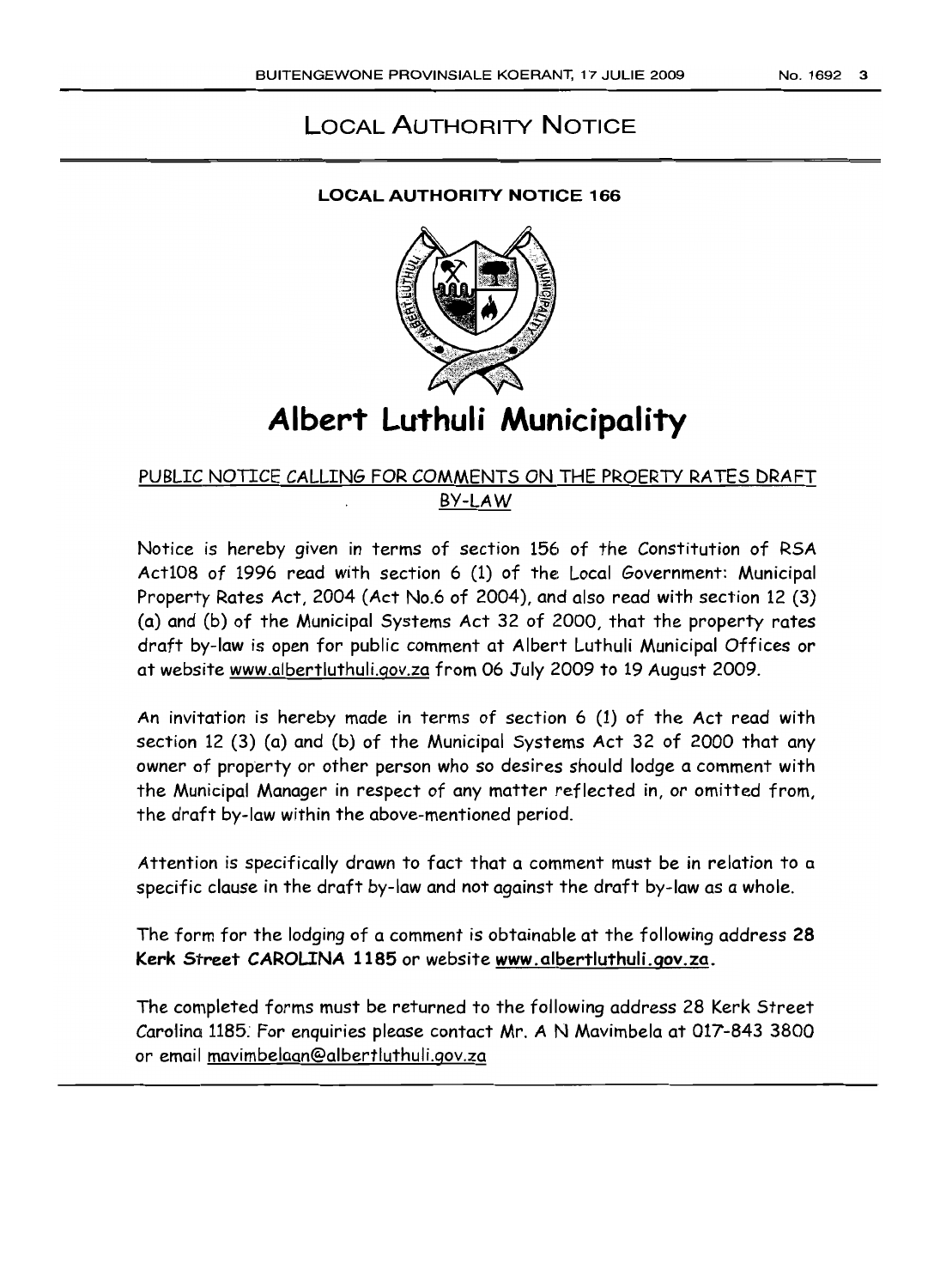# LOCAL AUTHORITY NOTICE

## LOCAL AUTHORITY NOTICE 166

# Albert Luthuli Municipality

PUBLIC NOTICE CALLING FOR COMMENTS ON THE PROERTY RATES DRAFT BY-LAW

Notice is hereby given in terms of section 156 of the Constitution of RSA Act108 of 1996 read with section 6 (1) of the Local Government: Municipal Property Rates Act, 2004 (Act No.6 of 2004), and also read with section 12 (3) (a) and (b) of the Municipal Systems Act 32 of 2000, that the property rates draft by-law is open for public comment at Albert Luthuli Municipal Offices or at website www.albertluthuli.gov.za from 06 July 2009 to 19 August 2009.

An invitation is hereby made in terms of section 6 (1) of the Act read with section 12 (3) (a) and (b) of the Municipal Systems Act 32 of 2000 that any owner of property or other person who so desires should lodge a comment with the Municipal Manager in respect of any matter reflected in, or omitted from, the draft by-law within the above-mentioned period.

Attention is specifically drawn to fact that a comment must be in relation to a specific clause in the draft by-law and not against the draft by-law as a whole.

The form for the lodging of a comment is obtainable at the following address **28 Kerk Street CAROLINA 1185** or website **www.albertluthuli.gov.za**.

The completed forms must be returned to the following address 28 Kerk Street Carolina 1185. For enquiries please contact Mr. A N Mavimbela at 017-843 3800 or email mavimbelaan@albertluthuli.gov.za